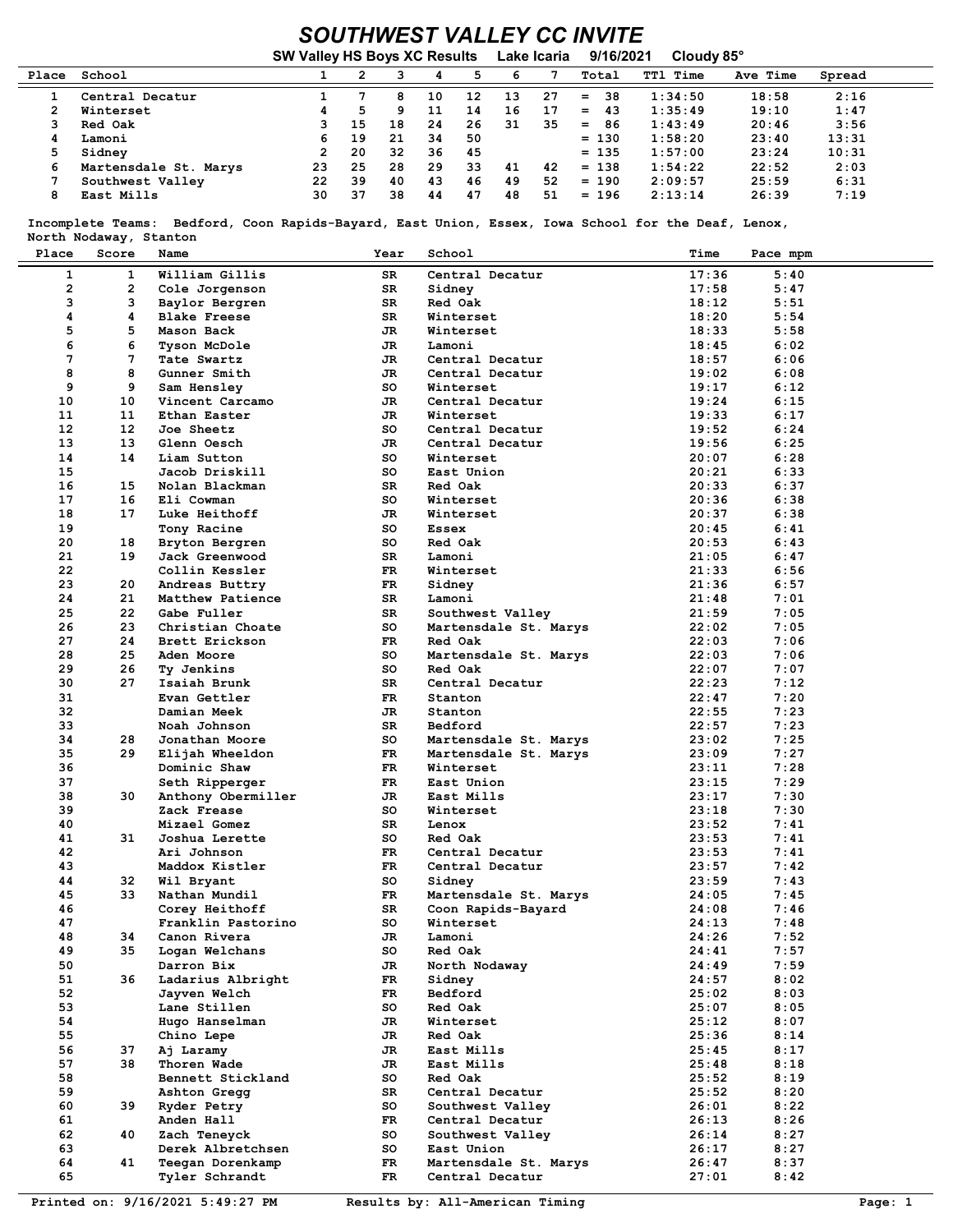# SOUTHWEST VALLEY CC INVITE

**SW Valley HS Boys XC Results    Lake Icaria    9/16/2021    Cloudy 85°**

| Place | School | 1 | 2 | 3 | 4 | 5 | 6 | 7 | Total | TTl Time | Ave Time | Spread |
|---|---|---|---|---|---|---|---|---|---|---|---|---|
| 1 | Central Decatur | 1 | 7 | 8 | 10 | 12 | 13 | 27 | = 38 | 1:34:50 | 18:58 | 2:16 |
| 2 | Winterset | 4 | 5 | 9 | 11 | 14 | 16 | 17 | = 43 | 1:35:49 | 19:10 | 1:47 |
| 3 | Red Oak | 3 | 15 | 18 | 24 | 26 | 31 | 35 | = 86 | 1:43:49 | 20:46 | 3:56 |
| 4 | Lamoni | 6 | 19 | 21 | 34 | 50 | | | = 130 | 1:58:20 | 23:40 | 13:31 |
| 5 | Sidney | 2 | 20 | 32 | 36 | 45 | | | = 135 | 1:57:00 | 23:24 | 10:31 |
| 6 | Martensdale St. Marys | 23 | 25 | 28 | 29 | 33 | 41 | 42 | = 138 | 1:54:22 | 22:52 | 2:03 |
| 7 | Southwest Valley | 22 | 39 | 40 | 43 | 46 | 49 | 52 | = 190 | 2:09:57 | 25:59 | 6:31 |
| 8 | East Mills | 30 | 37 | 38 | 44 | 47 | 48 | 51 | = 196 | 2:13:14 | 26:39 | 7:19 |

Incomplete Teams: Bedford, Coon Rapids-Bayard, East Union, Essex, Iowa School for the Deaf, Lenox, North Nodaway, Stanton

| Place | Score | Name | Year | School | Time | Pace mpm |
|---|---|---|---|---|---|---|
| 1 | 1 | William Gillis | SR | Central Decatur | 17:36 | 5:40 |
| 2 | 2 | Cole Jorgenson | SR | Sidney | 17:58 | 5:47 |
| 3 | 3 | Baylor Bergren | SR | Red Oak | 18:12 | 5:51 |
| 4 | 4 | Blake Freese | SR | Winterset | 18:20 | 5:54 |
| 5 | 5 | Mason Back | JR | Winterset | 18:33 | 5:58 |
| 6 | 6 | Tyson McDole | JR | Lamoni | 18:45 | 6:02 |
| 7 | 7 | Tate Swartz | JR | Central Decatur | 18:57 | 6:06 |
| 8 | 8 | Gunner Smith | JR | Central Decatur | 19:02 | 6:08 |
| 9 | 9 | Sam Hensley | SO | Winterset | 19:17 | 6:12 |
| 10 | 10 | Vincent Carcamo | JR | Central Decatur | 19:24 | 6:15 |
| 11 | 11 | Ethan Easter | JR | Winterset | 19:33 | 6:17 |
| 12 | 12 | Joe Sheetz | SO | Central Decatur | 19:52 | 6:24 |
| 13 | 13 | Glenn Oesch | JR | Central Decatur | 19:56 | 6:25 |
| 14 | 14 | Liam Sutton | SO | Winterset | 20:07 | 6:28 |
| 15 | | Jacob Driskill | SO | East Union | 20:21 | 6:33 |
| 16 | 15 | Nolan Blackman | SR | Red Oak | 20:33 | 6:37 |
| 17 | 16 | Eli Cowman | SO | Winterset | 20:36 | 6:38 |
| 18 | 17 | Luke Heithoff | JR | Winterset | 20:37 | 6:38 |
| 19 | | Tony Racine | SO | Essex | 20:45 | 6:41 |
| 20 | 18 | Bryton Bergren | SO | Red Oak | 20:53 | 6:43 |
| 21 | 19 | Jack Greenwood | SR | Lamoni | 21:05 | 6:47 |
| 22 | | Collin Kessler | FR | Winterset | 21:33 | 6:56 |
| 23 | 20 | Andreas Buttry | FR | Sidney | 21:36 | 6:57 |
| 24 | 21 | Matthew Patience | SR | Lamoni | 21:48 | 7:01 |
| 25 | 22 | Gabe Fuller | SR | Southwest Valley | 21:59 | 7:05 |
| 26 | 23 | Christian Choate | SO | Martensdale St. Marys | 22:02 | 7:05 |
| 27 | 24 | Brett Erickson | FR | Red Oak | 22:03 | 7:06 |
| 28 | 25 | Aden Moore | SO | Martensdale St. Marys | 22:03 | 7:06 |
| 29 | 26 | Ty Jenkins | SO | Red Oak | 22:07 | 7:07 |
| 30 | 27 | Isaiah Brunk | SR | Central Decatur | 22:23 | 7:12 |
| 31 | | Evan Gettler | FR | Stanton | 22:47 | 7:20 |
| 32 | | Damian Meek | JR | Stanton | 22:55 | 7:23 |
| 33 | | Noah Johnson | SR | Bedford | 22:57 | 7:23 |
| 34 | 28 | Jonathan Moore | SO | Martensdale St. Marys | 23:02 | 7:25 |
| 35 | 29 | Elijah Wheeldon | FR | Martensdale St. Marys | 23:09 | 7:27 |
| 36 | | Dominic Shaw | FR | Winterset | 23:11 | 7:28 |
| 37 | | Seth Ripperger | FR | East Union | 23:15 | 7:29 |
| 38 | 30 | Anthony Obermiller | JR | East Mills | 23:17 | 7:30 |
| 39 | | Zack Frease | SO | Winterset | 23:18 | 7:30 |
| 40 | | Mizael Gomez | SR | Lenox | 23:52 | 7:41 |
| 41 | 31 | Joshua Lerette | SO | Red Oak | 23:53 | 7:41 |
| 42 | | Ari Johnson | FR | Central Decatur | 23:53 | 7:41 |
| 43 | | Maddox Kistler | FR | Central Decatur | 23:57 | 7:42 |
| 44 | 32 | Wil Bryant | SO | Sidney | 23:59 | 7:43 |
| 45 | 33 | Nathan Mundil | FR | Martensdale St. Marys | 24:05 | 7:45 |
| 46 | | Corey Heithoff | SR | Coon Rapids-Bayard | 24:08 | 7:46 |
| 47 | | Franklin Pastorino | SO | Winterset | 24:13 | 7:48 |
| 48 | 34 | Canon Rivera | JR | Lamoni | 24:26 | 7:52 |
| 49 | 35 | Logan Welchans | SO | Red Oak | 24:41 | 7:57 |
| 50 | | Darron Bix | JR | North Nodaway | 24:49 | 7:59 |
| 51 | 36 | Ladarius Albright | FR | Sidney | 24:57 | 8:02 |
| 52 | | Jayven Welch | FR | Bedford | 25:02 | 8:03 |
| 53 | | Lane Stillen | SO | Red Oak | 25:07 | 8:05 |
| 54 | | Hugo Hanselman | JR | Winterset | 25:12 | 8:07 |
| 55 | | Chino Lepe | JR | Red Oak | 25:36 | 8:14 |
| 56 | 37 | Aj Laramy | JR | East Mills | 25:45 | 8:17 |
| 57 | 38 | Thoren Wade | JR | East Mills | 25:48 | 8:18 |
| 58 | | Bennett Stickland | SO | Red Oak | 25:52 | 8:19 |
| 59 | | Ashton Gregg | SR | Central Decatur | 25:52 | 8:20 |
| 60 | 39 | Ryder Petry | SO | Southwest Valley | 26:01 | 8:22 |
| 61 | | Anden Hall | FR | Central Decatur | 26:13 | 8:26 |
| 62 | 40 | Zach Teneyck | SO | Southwest Valley | 26:14 | 8:27 |
| 63 | | Derek Albretchsen | SO | East Union | 26:17 | 8:27 |
| 64 | 41 | Teegan Dorenkamp | FR | Martensdale St. Marys | 26:47 | 8:37 |
| 65 | | Tyler Schrandt | FR | Central Decatur | 27:01 | 8:42 |

Printed on: 9/16/2021 5:49:27 PM    Results by: All-American Timing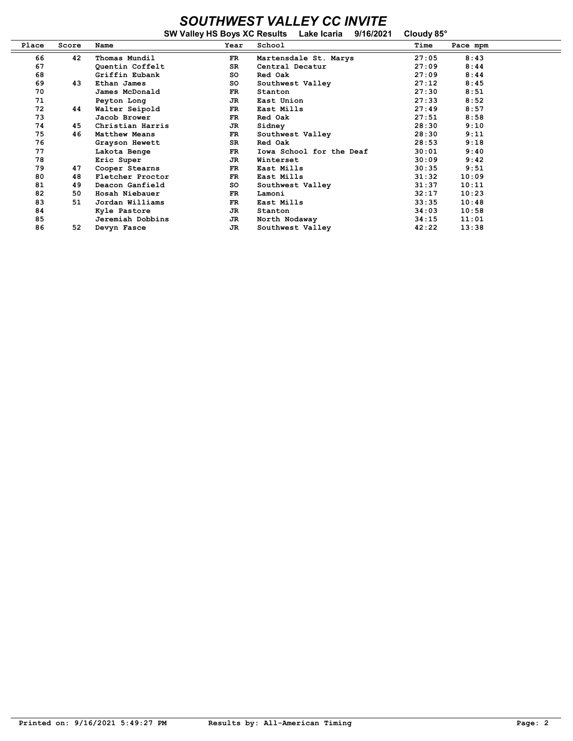# SOUTHWEST VALLEY CC INVITE

**SW Valley HS Boys XC Results   Lake Icaria   9/16/2021   Cloudy 85°**

| Place | Score | Name | Year | School | Time | Pace mpm |
|---|---|---|---|---|---|---|
| 66 | 42 | Thomas Mundil | FR | Martensdale St. Marys | 27:05 | 8:43 |
| 67 | | Quentin Coffelt | SR | Central Decatur | 27:09 | 8:44 |
| 68 | | Griffin Eubank | SO | Red Oak | 27:09 | 8:44 |
| 69 | 43 | Ethan James | SO | Southwest Valley | 27:12 | 8:45 |
| 70 | | James McDonald | FR | Stanton | 27:30 | 8:51 |
| 71 | | Peyton Long | JR | East Union | 27:33 | 8:52 |
| 72 | 44 | Walter Seipold | FR | East Mills | 27:49 | 8:57 |
| 73 | | Jacob Brower | FR | Red Oak | 27:51 | 8:58 |
| 74 | 45 | Christian Harris | JR | Sidney | 28:30 | 9:10 |
| 75 | 46 | Matthew Means | FR | Southwest Valley | 28:30 | 9:11 |
| 76 | | Grayson Hewett | SR | Red Oak | 28:53 | 9:18 |
| 77 | | Lakota Benge | FR | Iowa School for the Deaf | 30:01 | 9:40 |
| 78 | | Eric Super | JR | Winterset | 30:09 | 9:42 |
| 79 | 47 | Cooper Stearns | FR | East Mills | 30:35 | 9:51 |
| 80 | 48 | Fletcher Proctor | FR | East Mills | 31:32 | 10:09 |
| 81 | 49 | Deacon Ganfield | SO | Southwest Valley | 31:37 | 10:11 |
| 82 | 50 | Hosah Niebauer | FR | Lamoni | 32:17 | 10:23 |
| 83 | 51 | Jordan Williams | FR | East Mills | 33:35 | 10:48 |
| 84 | | Kyle Pastore | JR | Stanton | 34:03 | 10:58 |
| 85 | | Jeremiah Dobbins | JR | North Nodaway | 34:15 | 11:01 |
| 86 | 52 | Devyn Fasce | JR | Southwest Valley | 42:22 | 13:38 |

Printed on: 9/16/2021 5:49:27 PM   Results by: All-American Timing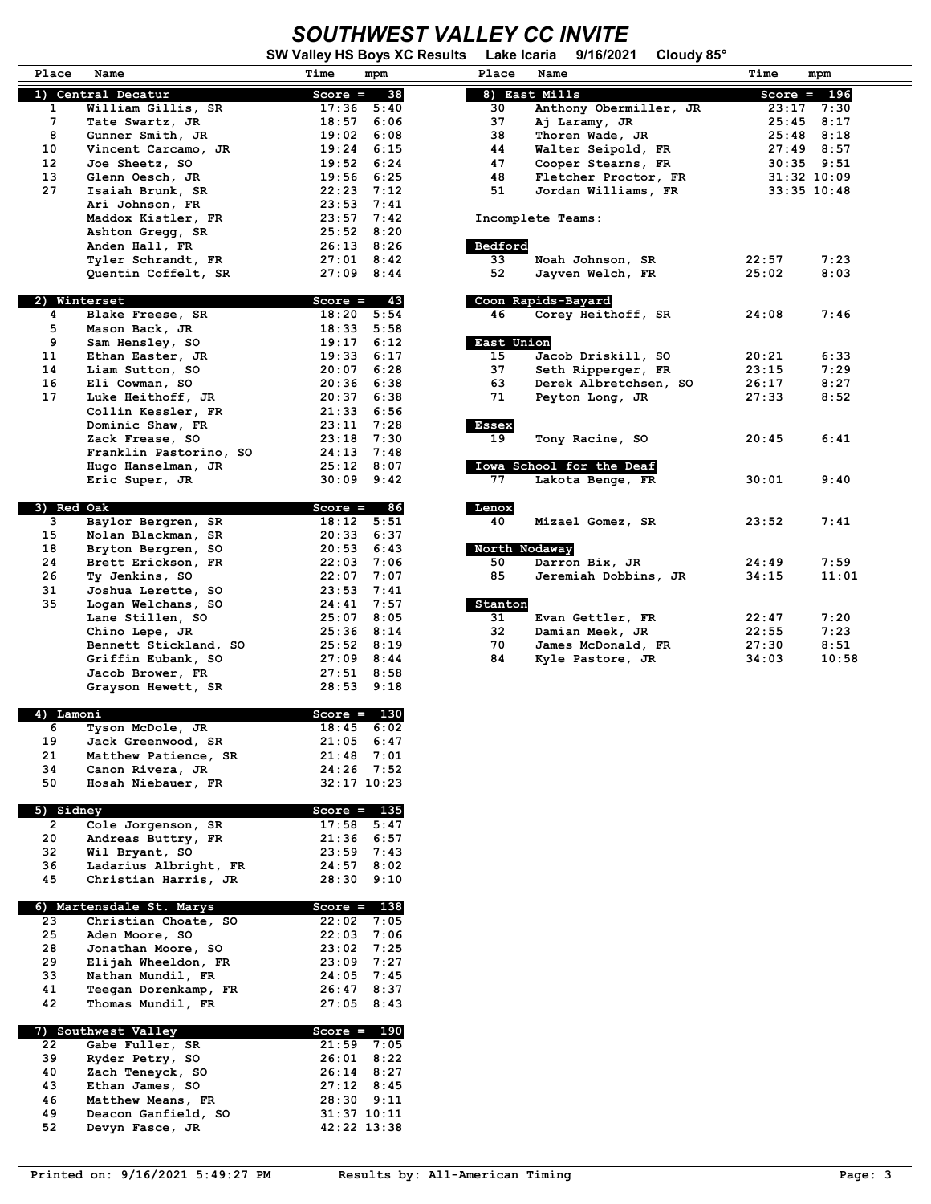# SOUTHWEST VALLEY CC INVITE

**SW Valley HS Boys XC Results  Lake Icaria  9/16/2021  Cloudy 85°**

| Place | Name | Time | mpm |
|---|---|---|---|
| **1) Central Decatur** | | **Score = 38** | |
| 1 | William Gillis, SR | 17:36 | 5:40 |
| 7 | Tate Swartz, JR | 18:57 | 6:06 |
| 8 | Gunner Smith, JR | 19:02 | 6:08 |
| 10 | Vincent Carcamo, JR | 19:24 | 6:15 |
| 12 | Joe Sheetz, SO | 19:52 | 6:24 |
| 13 | Glenn Oesch, JR | 19:56 | 6:25 |
| 27 | Isaiah Brunk, SR | 22:23 | 7:12 |
| | Ari Johnson, FR | 23:53 | 7:41 |
| | Maddox Kistler, FR | 23:57 | 7:42 |
| | Ashton Gregg, SR | 25:52 | 8:20 |
| | Anden Hall, FR | 26:13 | 8:26 |
| | Tyler Schrandt, FR | 27:01 | 8:42 |
| | Quentin Coffelt, SR | 27:09 | 8:44 |
| **2) Winterset** | | **Score = 43** | |
| 4 | Blake Freese, SR | 18:20 | 5:54 |
| 5 | Mason Back, JR | 18:33 | 5:58 |
| 9 | Sam Hensley, SO | 19:17 | 6:12 |
| 11 | Ethan Easter, JR | 19:33 | 6:17 |
| 14 | Liam Sutton, SO | 20:07 | 6:28 |
| 16 | Eli Cowman, SO | 20:36 | 6:38 |
| 17 | Luke Heithoff, JR | 20:37 | 6:38 |
| | Collin Kessler, FR | 21:33 | 6:56 |
| | Dominic Shaw, FR | 23:11 | 7:28 |
| | Zack Frease, SO | 23:18 | 7:30 |
| | Franklin Pastorino, SO | 24:13 | 7:48 |
| | Hugo Hanselman, JR | 25:12 | 8:07 |
| | Eric Super, JR | 30:09 | 9:42 |
| **3) Red Oak** | | **Score = 86** | |
| 3 | Baylor Bergren, SR | 18:12 | 5:51 |
| 15 | Nolan Blackman, SR | 20:33 | 6:37 |
| 18 | Bryton Bergren, SO | 20:53 | 6:43 |
| 24 | Brett Erickson, FR | 22:03 | 7:06 |
| 26 | Ty Jenkins, SO | 22:07 | 7:07 |
| 31 | Joshua Lerette, SO | 23:53 | 7:41 |
| 35 | Logan Welchans, SO | 24:41 | 7:57 |
| | Lane Stillen, SO | 25:07 | 8:05 |
| | Chino Lepe, JR | 25:36 | 8:14 |
| | Bennett Stickland, SO | 25:52 | 8:19 |
| | Griffin Eubank, SO | 27:09 | 8:44 |
| | Jacob Brower, FR | 27:51 | 8:58 |
| | Grayson Hewett, SR | 28:53 | 9:18 |
| **4) Lamoni** | | **Score = 130** | |
| 6 | Tyson McDole, JR | 18:45 | 6:02 |
| 19 | Jack Greenwood, SR | 21:05 | 6:47 |
| 21 | Matthew Patience, SR | 21:48 | 7:01 |
| 34 | Canon Rivera, JR | 24:26 | 7:52 |
| 50 | Hosah Niebauer, FR | 32:17 | 10:23 |
| **5) Sidney** | | **Score = 135** | |
| 2 | Cole Jorgenson, SR | 17:58 | 5:47 |
| 20 | Andreas Buttry, FR | 21:36 | 6:57 |
| 32 | Wil Bryant, SO | 23:59 | 7:43 |
| 36 | Ladarius Albright, FR | 24:57 | 8:02 |
| 45 | Christian Harris, JR | 28:30 | 9:10 |
| **6) Martensdale St. Marys** | | **Score = 138** | |
| 23 | Christian Choate, SO | 22:02 | 7:05 |
| 25 | Aden Moore, SO | 22:03 | 7:06 |
| 28 | Jonathan Moore, SO | 23:02 | 7:25 |
| 29 | Elijah Wheeldon, FR | 23:09 | 7:27 |
| 33 | Nathan Mundil, FR | 24:05 | 7:45 |
| 41 | Teegan Dorenkamp, FR | 26:47 | 8:37 |
| 42 | Thomas Mundil, FR | 27:05 | 8:43 |
| **7) Southwest Valley** | | **Score = 190** | |
| 22 | Gabe Fuller, SR | 21:59 | 7:05 |
| 39 | Ryder Petry, SO | 26:01 | 8:22 |
| 40 | Zach Teneyck, SO | 26:14 | 8:27 |
| 43 | Ethan James, SO | 27:12 | 8:45 |
| 46 | Matthew Means, FR | 28:30 | 9:11 |
| 49 | Deacon Ganfield, SO | 31:37 | 10:11 |
| 52 | Devyn Fasce, JR | 42:22 | 13:38 |
| **8) East Mills** | | **Score = 196** | |
| 30 | Anthony Obermiller, JR | 23:17 | 7:30 |
| 37 | Aj Laramy, JR | 25:45 | 8:17 |
| 38 | Thoren Wade, JR | 25:48 | 8:18 |
| 44 | Walter Seipold, FR | 27:49 | 8:57 |
| 47 | Cooper Stearns, FR | 30:35 | 9:51 |
| 48 | Fletcher Proctor, FR | 31:32 | 10:09 |
| 51 | Jordan Williams, FR | 33:35 | 10:48 |

Incomplete Teams:

| Place | Name | Time | mpm |
|---|---|---|---|
| **Bedford** | | | |
| 33 | Noah Johnson, SR | 22:57 | 7:23 |
| 52 | Jayven Welch, FR | 25:02 | 8:03 |
| **Coon Rapids-Bayard** | | | |
| 46 | Corey Heithoff, SR | 24:08 | 7:46 |
| **East Union** | | | |
| 15 | Jacob Driskill, SO | 20:21 | 6:33 |
| 37 | Seth Ripperger, FR | 23:15 | 7:29 |
| 63 | Derek Albretchsen, SO | 26:17 | 8:27 |
| 71 | Peyton Long, JR | 27:33 | 8:52 |
| **Essex** | | | |
| 19 | Tony Racine, SO | 20:45 | 6:41 |
| **Iowa School for the Deaf** | | | |
| 77 | Lakota Benge, FR | 30:01 | 9:40 |
| **Lenox** | | | |
| 40 | Mizael Gomez, SR | 23:52 | 7:41 |
| **North Nodaway** | | | |
| 50 | Darron Bix, JR | 24:49 | 7:59 |
| 85 | Jeremiah Dobbins, JR | 34:15 | 11:01 |
| **Stanton** | | | |
| 31 | Evan Gettler, FR | 22:47 | 7:20 |
| 32 | Damian Meek, JR | 22:55 | 7:23 |
| 70 | James McDonald, FR | 27:30 | 8:51 |
| 84 | Kyle Pastore, JR | 34:03 | 10:58 |

Printed on: 9/16/2021 5:49:27 PM    Results by: All-American Timing